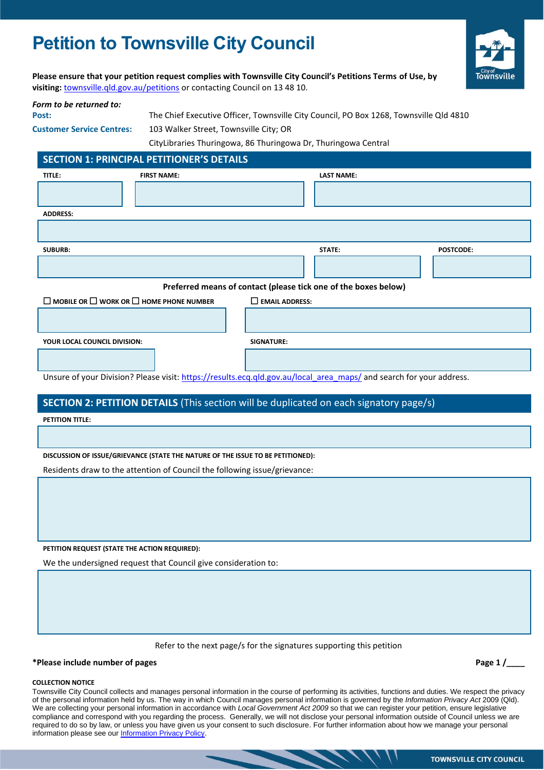# Petition to Townsville City Council

**Please ensure that your petition request complies with Townsville City Council's Petitions Terms of Use, by visiting:** townsville.qld.gov.au/petitions or contacting Council on 13 48 10.

***Form to be returned to:***

**Post:** The Chief Executive Officer, Townsville City Council, PO Box 1268, Townsville Qld 4810

**Customer Service Centres:** 103 Walker Street, Townsville City; OR
CityLibraries Thuringowa, 86 Thuringowa Dr, Thuringowa Central

## SECTION 1: PRINCIPAL PETITIONER'S DETAILS

| TITLE: | FIRST NAME: | LAST NAME: |
|---|---|---|
| | | |

**ADDRESS:**

| SUBURB: | STATE: | POSTCODE: |
|---|---|---|
| | | |

**Preferred means of contact (please tick one of the boxes below)**

☐ MOBILE OR ☐ WORK OR ☐ HOME PHONE NUMBER

☐ EMAIL ADDRESS:

**YOUR LOCAL COUNCIL DIVISION:**

**SIGNATURE:**

Unsure of your Division? Please visit: https://results.ecq.qld.gov.au/local_area_maps/ and search for your address.

## SECTION 2: PETITION DETAILS (This section will be duplicated on each signatory page/s)

**PETITION TITLE:**

**DISCUSSION OF ISSUE/GRIEVANCE (STATE THE NATURE OF THE ISSUE TO BE PETITIONED):**

Residents draw to the attention of Council the following issue/grievance:

**PETITION REQUEST (STATE THE ACTION REQUIRED):**

We the undersigned request that Council give consideration to:

Refer to the next page/s for the signatures supporting this petition

***Please include number of pages** **Page 1 /____**

**COLLECTION NOTICE**

Townsville City Council collects and manages personal information in the course of performing its activities, functions and duties. We respect the privacy of the personal information held by us. The way in which Council manages personal information is governed by the *Information Privacy Act* 2009 (Qld). We are collecting your personal information in accordance with *Local Government Act 2009* so that we can register your petition, ensure legislative compliance and correspond with you regarding the process. Generally, we will not disclose your personal information outside of Council unless we are required to do so by law, or unless you have given us your consent to such disclosure. For further information about how we manage your personal information please see our Information Privacy Policy.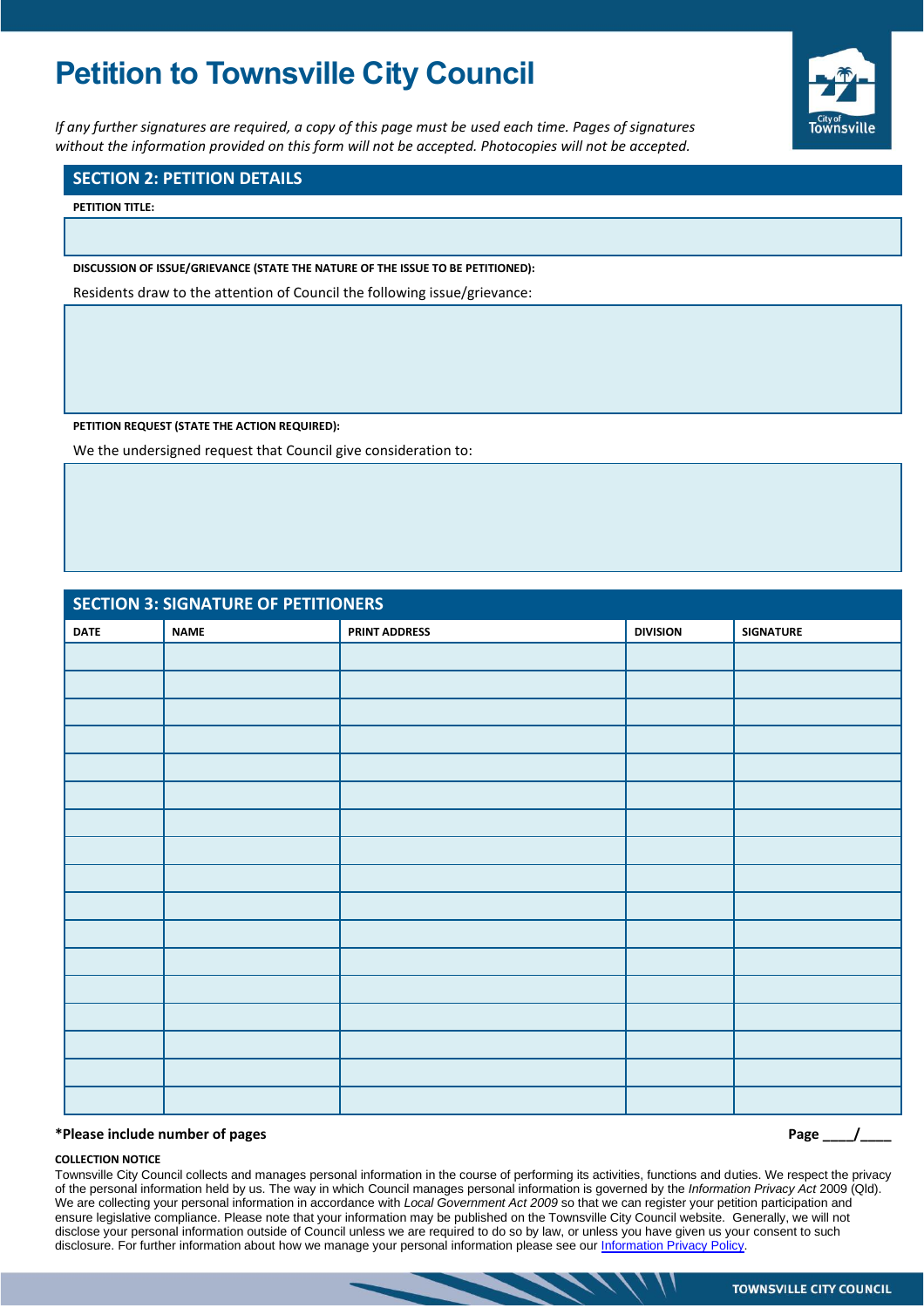# Petition to Townsville City Council

*If any further signatures are required, a copy of this page must be used each time. Pages of signatures without the information provided on this form will not be accepted. Photocopies will not be accepted.*

## SECTION 2: PETITION DETAILS

**PETITION TITLE:**

**DISCUSSION OF ISSUE/GRIEVANCE (STATE THE NATURE OF THE ISSUE TO BE PETITIONED):**

Residents draw to the attention of Council the following issue/grievance:

**PETITION REQUEST (STATE THE ACTION REQUIRED):**

We the undersigned request that Council give consideration to:

## SECTION 3: SIGNATURE OF PETITIONERS

| DATE | NAME | PRINT ADDRESS | DIVISION | SIGNATURE |
|---|---|---|---|---|
| | | | | |
| | | | | |
| | | | | |
| | | | | |
| | | | | |
| | | | | |
| | | | | |
| | | | | |
| | | | | |
| | | | | |
| | | | | |
| | | | | |
| | | | | |
| | | | | |
| | | | | |
| | | | | |
| | | | | |

**\*Please include number of pages** **Page \_\_\_\_/\_\_\_\_**

**COLLECTION NOTICE**

Townsville City Council collects and manages personal information in the course of performing its activities, functions and duties. We respect the privacy of the personal information held by us. The way in which Council manages personal information is governed by the *Information Privacy Act* 2009 (Qld). We are collecting your personal information in accordance with *Local Government Act 2009* so that we can register your petition participation and ensure legislative compliance. Please note that your information may be published on the Townsville City Council website. Generally, we will not disclose your personal information outside of Council unless we are required to do so by law, or unless you have given us your consent to such disclosure. For further information about how we manage your personal information please see our Information Privacy Policy.